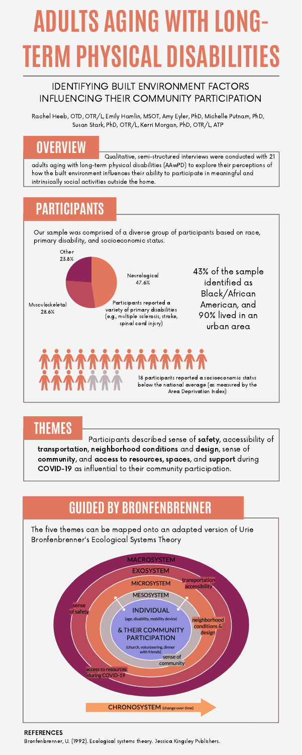# ADULTS AGING WITH LONG-TERM PHYSICAL DISABILITIES

## IDENTIFYING BUILT ENVIRONMENT FACTORS INFLUENCING THEIR COMMUNITY PARTICIPATION

Rachel Heeb, OTD, OTR/L, Emily Hamlin, MSOT, Amy Eyler, PhD, Michelle Putnam, PhD, Susan Stark, PhD, OTR/L, Kerri Morgan, PhD, OTR/L, ATP

## OVERVIEW

Qualitative, semi-structured interviews were conducted with 21 adults aging with long-term physical disabilities (AAwPD) to explore their perceptions of how the built environment influences their ability to participate in meaningful and intrinsically social activities outside the home.

## PARTICIPANTS

Our sample was comprised of a diverse group of participants based on race, primary disability, and socioeconomic status.

Other 23.8%

Neurological 47.6%

Musculoskeletal 28.6%

Participants reported a variety of primary disabilities (e.g., multiple sclerosis, stroke, spinal cord injury)

43% of the sample identified as Black/African American, and 90% lived in an urban area

18 participants reported a socioeconomic status below the national average (as measured by the Area Deprivation Index)

## THEMES

Participants described sense of **safety**, accessibility of **transportation**, **neighborhood conditions** and **design**, sense of **community**, and **access to resources**, **spaces**, and **support** during **COVID-19** as influential to their community participation.

## GUIDED BY BRONFENBRENNER

The five themes can be mapped onto an adapted version of Urie Bronfenbrenner's Ecological Systems Theory

MACROSYSTEM

EXOSYSTEM

MICROSYSTEM

MESOSYSTEM

INDIVIDUAL (age, disability, mobility device)

& THEIR COMMUNITY PARTICIPATION (church, volunteering, dinner with friends)

transportation accessibility

sense of safety

neighborhood conditions & design

sense of community

access to resources during COVID-19

CHRONOSYSTEM (change over time)

**REFERENCES**

Bronfenbrenner, U. (1992). Ecological systems theory. Jessica Kingsley Publishers.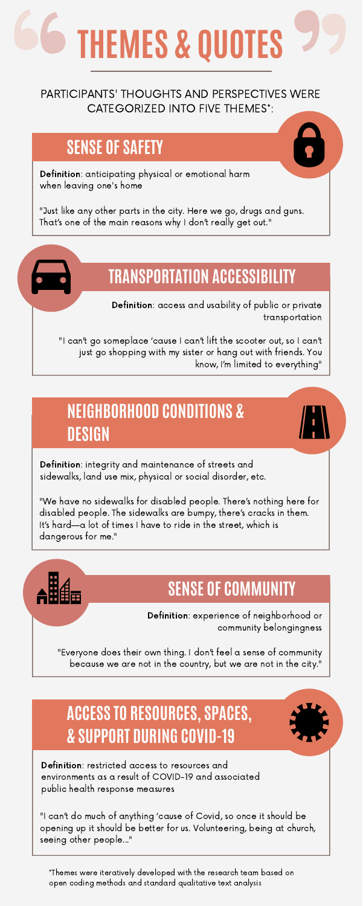# THEMES & QUOTES

PARTICIPANTS' THOUGHTS AND PERSPECTIVES WERE CATEGORIZED INTO FIVE THEMES*:

## SENSE OF SAFETY

**Definition**: anticipating physical or emotional harm when leaving one's home

"Just like any other parts in the city. Here we go, drugs and guns. That's one of the main reasons why I don't really get out."

## TRANSPORTATION ACCESSIBILITY

**Definition**: access and usability of public or private transportation

"I can't go someplace 'cause I can't lift the scooter out, so I can't just go shopping with my sister or hang out with friends. You know, I'm limited to everything"

## NEIGHBORHOOD CONDITIONS & DESIGN

**Definition**: integrity and maintenance of streets and sidewalks, land use mix, physical or social disorder, etc.

"We have no sidewalks for disabled people. There's nothing here for disabled people. The sidewalks are bumpy, there's cracks in them. It's hard—a lot of times I have to ride in the street, which is dangerous for me."

## SENSE OF COMMUNITY

**Definition**: experience of neighborhood or community belongingness

"Everyone does their own thing. I don't feel a sense of community because we are not in the country, but we are not in the city."

## ACCESS TO RESOURCES, SPACES, & SUPPORT DURING COVID-19

**Definition**: restricted access to resources and environments as a result of COVID-19 and associated public health response measures

"I can't do much of anything 'cause of Covid, so once it should be opening up it should be better for us. Volunteering, being at church, seeing other people..."

*Themes were iteratively developed with the research team based on open coding methods and standard qualitative text analysis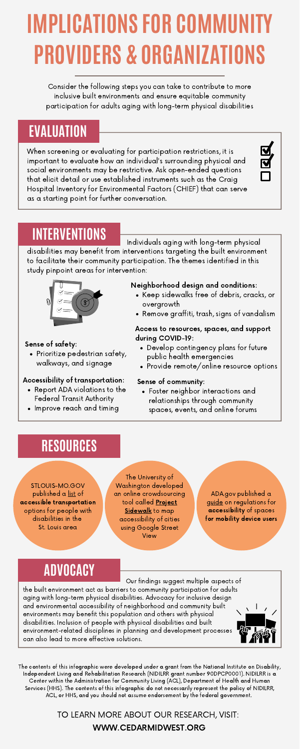# IMPLICATIONS FOR COMMUNITY PROVIDERS & ORGANIZATIONS

Consider the following steps you can take to contribute to more inclusive built environments and ensure equitable community participation for adults aging with long-term physical disabilities

## EVALUATION

When screening or evaluating for participation restrictions, it is important to evaluate how an individual's surrounding physical and social environments may be restrictive. Ask open-ended questions that elicit detail or use established instruments such as the Craig Hospital Inventory for Environmental Factors (CHIEF) that can serve as a starting point for further conversation.

## INTERVENTIONS

Individuals aging with long-term physical disabilities may benefit from interventions targeting the built environment to facilitate their community participation. The themes identified in this study pinpoint areas for intervention:

**Sense of safety:**

- Prioritize pedestrian safety, walkways, and signage

**Accessibility of transportation:**

- Report ADA violations to the Federal Transit Authority
- Improve reach and timing

**Neighborhood design and conditions:**

- Keep sidewalks free of debris, cracks, or overgrowth
- Remove graffiti, trash, signs of vandalism

**Access to resources, spaces, and support during COVID-19:**

- Develop contingency plans for future public health emergencies
- Provide remote/online resource options

**Sense of community:**

- Foster neighbor interactions and relationships through community spaces, events, and online forums

## RESOURCES

STLOUIS-MO.GOV published a list of **accessible transportation** options for people with disabilities in the St. Louis area

The University of Washington developed an online crowdsourcing tool called **Project Sidewalk** to map accessibility of cities using Google Street View

ADA.gov published a guide on regulations for **accessibility** of spaces **for mobility device users**

## ADVOCACY

Our findings suggest multiple aspects of the built environment act as barriers to community participation for adults aging with long-term physical disabilities. Advocacy for inclusive design and environmental accessibility of neighborhood and community built environments may benefit this population and others with physical disabilities. Inclusion of people with physical disabilities and built environment-related disciplines in planning and development processes can also lead to more effective solutions.

The contents of this infographic were developed under a grant from the National Institute on Disability, Independent Living and Rehabilitation Research (NIDILRR grant number 90DPCP0001). NIDILRR is a Center within the Administration for Community Living (ACL), Department of Health and Human Services (HHS). The contents of this infographic do not necessarily represent the policy of NIDILRR, ACL, or HHS, and you should not assume endorsement by the federal government.

TO LEARN MORE ABOUT OUR RESEARCH, VISIT:

**WWW.CEDARMIDWEST.ORG**